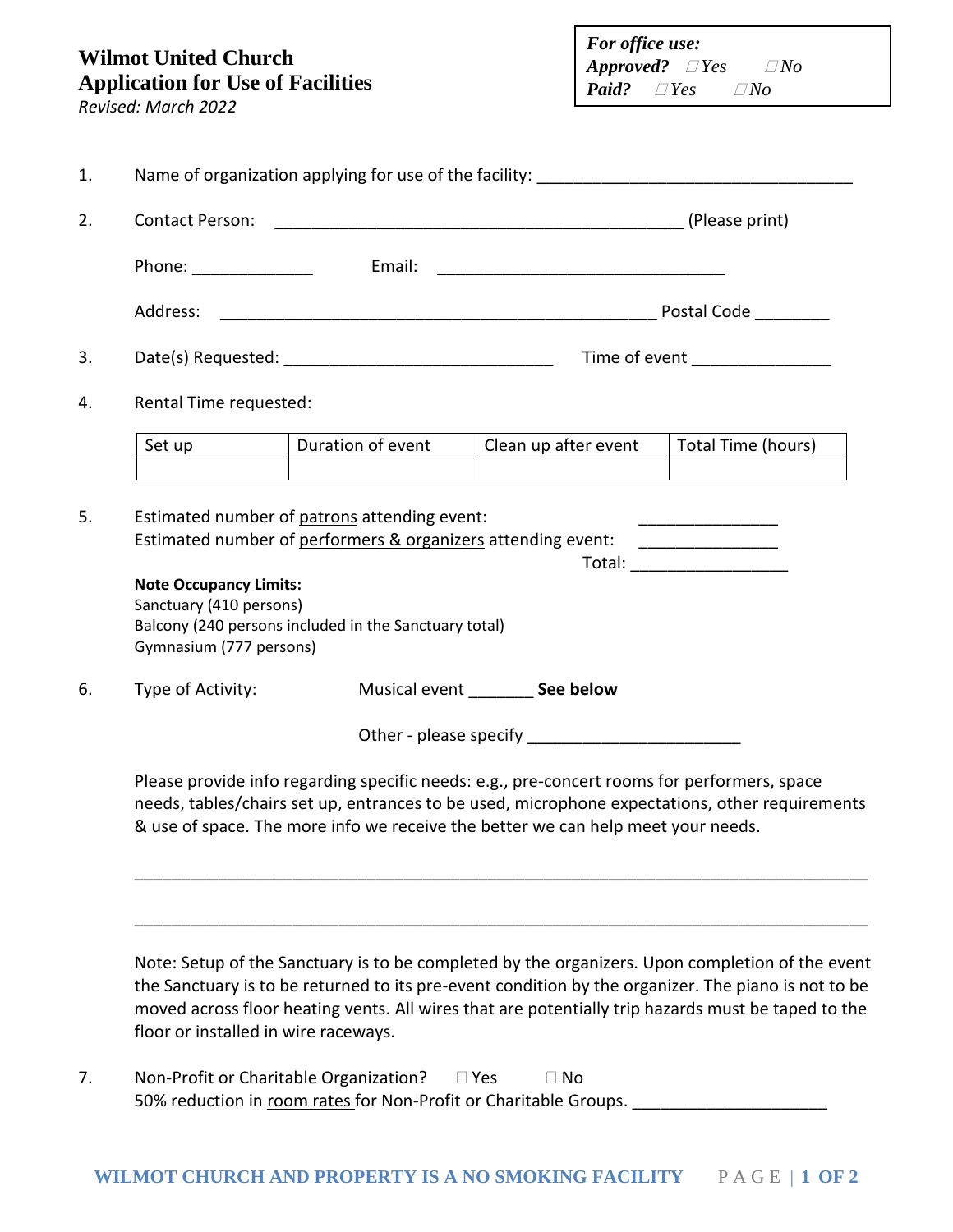**Wilmot United Church**
**Application for Use of Facilities**
*Revised: March 2022*

| *For office use:* | | |
|---|---|---|
| ***Approved?*** | *☐ Yes* | *☐ No* |
| ***Paid?*** | *☐ Yes* | *☐ No* |

1. Name of organization applying for use of the facility: ___________________________________

2. Contact Person: _____________________________________________ (Please print)

   Phone: _____________ Email: ________________________________

   Address: ________________________________________________ Postal Code ________

3. Date(s) Requested: ______________________________ Time of event ______________

4. Rental Time requested:

| Set up | Duration of event | Clean up after event | Total Time (hours) |
|---|---|---|---|
| | | | |

5. Estimated number of patrons attending event: _______________
   Estimated number of performers & organizers attending event: _______________
   Total: _________________

   **Note Occupancy Limits:**
   Sanctuary (410 persons)
   Balcony (240 persons included in the Sanctuary total)
   Gymnasium (777 persons)

6. Type of Activity: Musical event _______ **See below**

   Other - please specify ______________________

   Please provide info regarding specific needs: e.g., pre-concert rooms for performers, space needs, tables/chairs set up, entrances to be used, microphone expectations, other requirements & use of space. The more info we receive the better we can help meet your needs.

   ________________________________________________________________________________

   ________________________________________________________________________________

   Note: Setup of the Sanctuary is to be completed by the organizers. Upon completion of the event the Sanctuary is to be returned to its pre-event condition by the organizer. The piano is not to be moved across floor heating vents. All wires that are potentially trip hazards must be taped to the floor or installed in wire raceways.

7. Non-Profit or Charitable Organization? ☐ Yes ☐ No
   50% reduction in room rates for Non-Profit or Charitable Groups. _____________________

**WILMOT CHURCH AND PROPERTY IS A NO SMOKING FACILITY**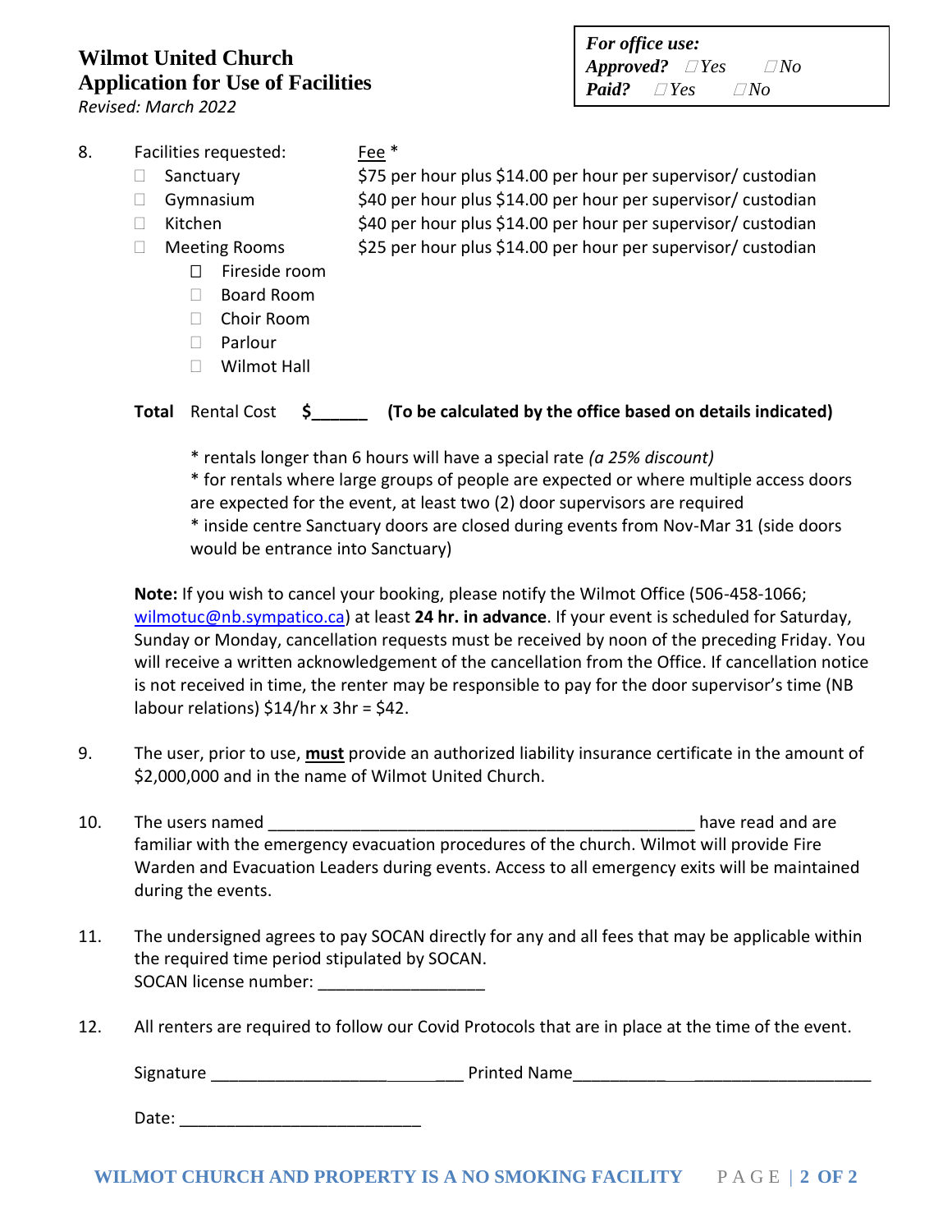**Wilmot United Church**
**Application for Use of Facilities**
*Revised: March 2022*

| | |
|---|---|
| ***For office use:*** | |
| ***Approved?*** ☐ *Yes* ☐ *No* | |
| ***Paid?*** ☐ *Yes* ☐ *No* | |

8. Facilities requested:

| Facilities requested | Fee * |
|---|---|
| ☐ Sanctuary | $75 per hour plus $14.00 per hour per supervisor/ custodian |
| ☐ Gymnasium | $40 per hour plus $14.00 per hour per supervisor/ custodian |
| ☐ Kitchen | $40 per hour plus $14.00 per hour per supervisor/ custodian |
| ☐ Meeting Rooms | $25 per hour plus $14.00 per hour per supervisor/ custodian |

   - ☐ Fireside room
   - ☐ Board Room
   - ☐ Choir Room
   - ☐ Parlour
   - ☐ Wilmot Hall

**Total** Rental Cost **$______** **(To be calculated by the office based on details indicated)**

\* rentals longer than 6 hours will have a special rate *(a 25% discount)*
\* for rentals where large groups of people are expected or where multiple access doors are expected for the event, at least two (2) door supervisors are required
\* inside centre Sanctuary doors are closed during events from Nov-Mar 31 (side doors would be entrance into Sanctuary)

**Note:** If you wish to cancel your booking, please notify the Wilmot Office (506-458-1066; wilmotuc@nb.sympatico.ca) at least **24 hr. in advance**. If your event is scheduled for Saturday, Sunday or Monday, cancellation requests must be received by noon of the preceding Friday. You will receive a written acknowledgement of the cancellation from the Office. If cancellation notice is not received in time, the renter may be responsible to pay for the door supervisor's time (NB labour relations) $14/hr x 3hr = $42.

9. The user, prior to use, **must** provide an authorized liability insurance certificate in the amount of $2,000,000 and in the name of Wilmot United Church.

10. The users named _______________________________________________ have read and are familiar with the emergency evacuation procedures of the church. Wilmot will provide Fire Warden and Evacuation Leaders during events. Access to all emergency exits will be maintained during the events.

11. The undersigned agrees to pay SOCAN directly for any and all fees that may be applicable within the required time period stipulated by SOCAN.
    SOCAN license number: __________________

12. All renters are required to follow our Covid Protocols that are in place at the time of the event.

Signature ___________________________ Printed Name______________________________

Date: __________________________

**WILMOT CHURCH AND PROPERTY IS A NO SMOKING FACILITY**